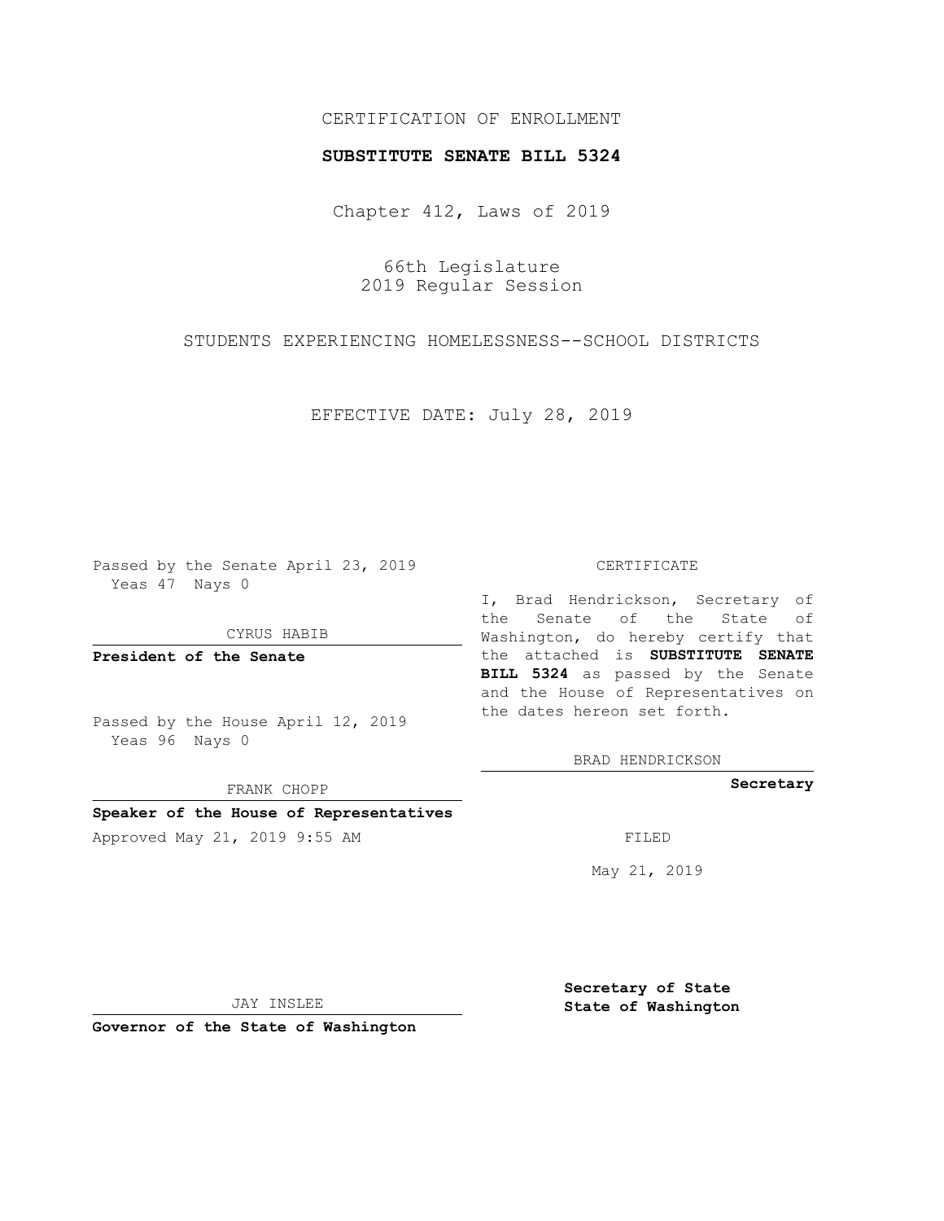CERTIFICATION OF ENROLLMENT

**SUBSTITUTE SENATE BILL 5324**

Chapter 412, Laws of 2019

66th Legislature
2019 Regular Session

STUDENTS EXPERIENCING HOMELESSNESS--SCHOOL DISTRICTS

EFFECTIVE DATE: July 28, 2019

Passed by the Senate April 23, 2019
Yeas 47 Nays 0

CYRUS HABIB

**President of the Senate**

Passed by the House April 12, 2019
Yeas 96 Nays 0

FRANK CHOPP

**Speaker of the House of Representatives**

Approved May 21, 2019 9:55 AM

JAY INSLEE

**Governor of the State of Washington**

CERTIFICATE

I, Brad Hendrickson, Secretary of the Senate of the State of Washington, do hereby certify that the attached is **SUBSTITUTE SENATE BILL 5324** as passed by the Senate and the House of Representatives on the dates hereon set forth.

BRAD HENDRICKSON

**Secretary**

FILED

May 21, 2019

**Secretary of State**
**State of Washington**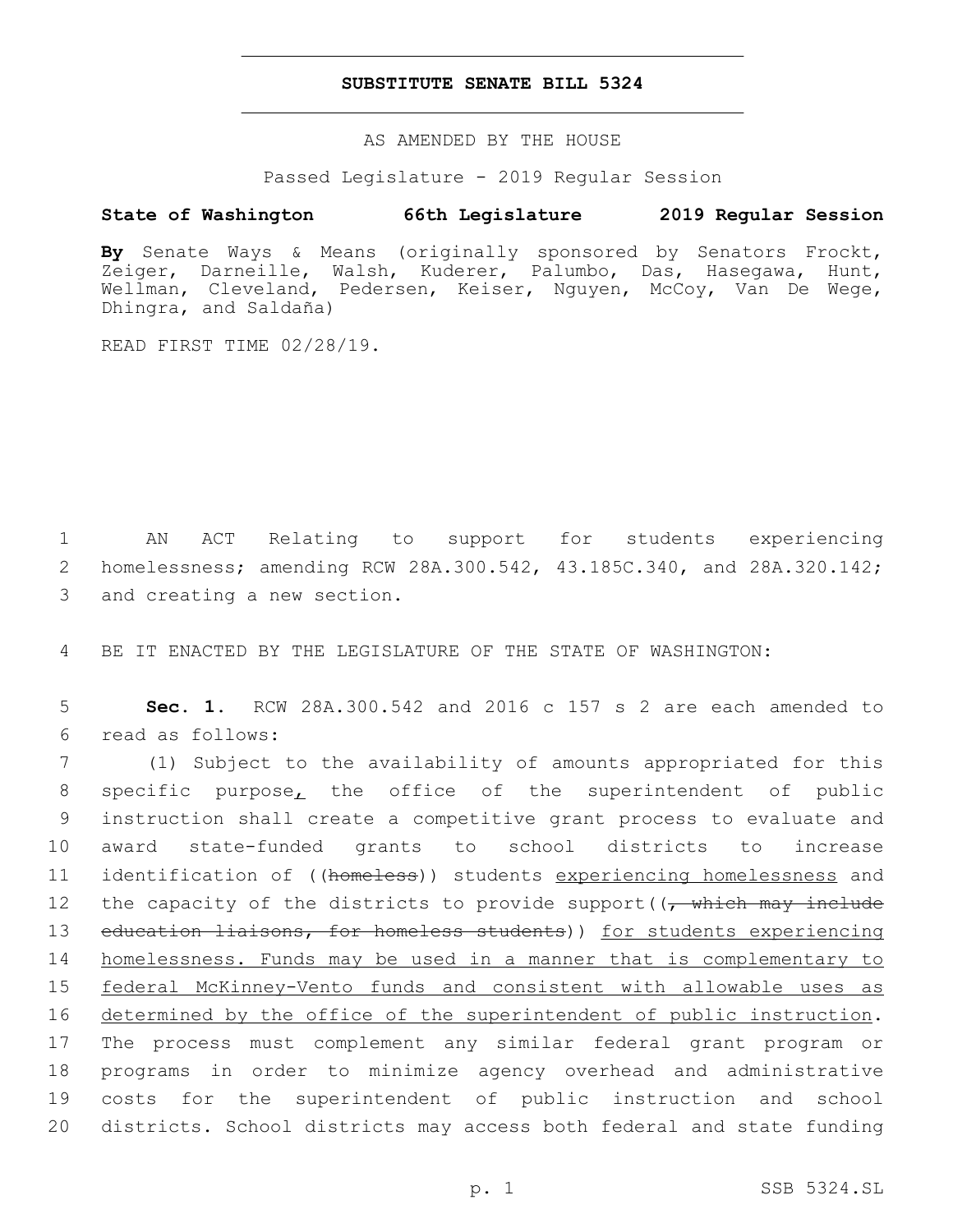# SUBSTITUTE SENATE BILL 5324

AS AMENDED BY THE HOUSE

Passed Legislature - 2019 Regular Session

**State of Washington 66th Legislature 2019 Regular Session**

**By** Senate Ways & Means (originally sponsored by Senators Frockt, Zeiger, Darneille, Walsh, Kuderer, Palumbo, Das, Hasegawa, Hunt, Wellman, Cleveland, Pedersen, Keiser, Nguyen, McCoy, Van De Wege, Dhingra, and Saldaña)

READ FIRST TIME 02/28/19.

1 AN ACT Relating to support for students experiencing 2 homelessness; amending RCW 28A.300.542, 43.185C.340, and 28A.320.142; 3 and creating a new section.

4 BE IT ENACTED BY THE LEGISLATURE OF THE STATE OF WASHINGTON:

5 **Sec. 1.** RCW 28A.300.542 and 2016 c 157 s 2 are each amended to 6 read as follows:

7 (1) Subject to the availability of amounts appropriated for this 8 specific purpose, the office of the superintendent of public 9 instruction shall create a competitive grant process to evaluate and 10 award state-funded grants to school districts to increase 11 identification of ((~~homeless~~)) students experiencing homelessness and 12 the capacity of the districts to provide support((~~, which may include~~ 13 ~~education liaisons, for homeless students~~)) for students experiencing 14 homelessness. Funds may be used in a manner that is complementary to 15 federal McKinney-Vento funds and consistent with allowable uses as 16 determined by the office of the superintendent of public instruction. 17 The process must complement any similar federal grant program or 18 programs in order to minimize agency overhead and administrative 19 costs for the superintendent of public instruction and school 20 districts. School districts may access both federal and state funding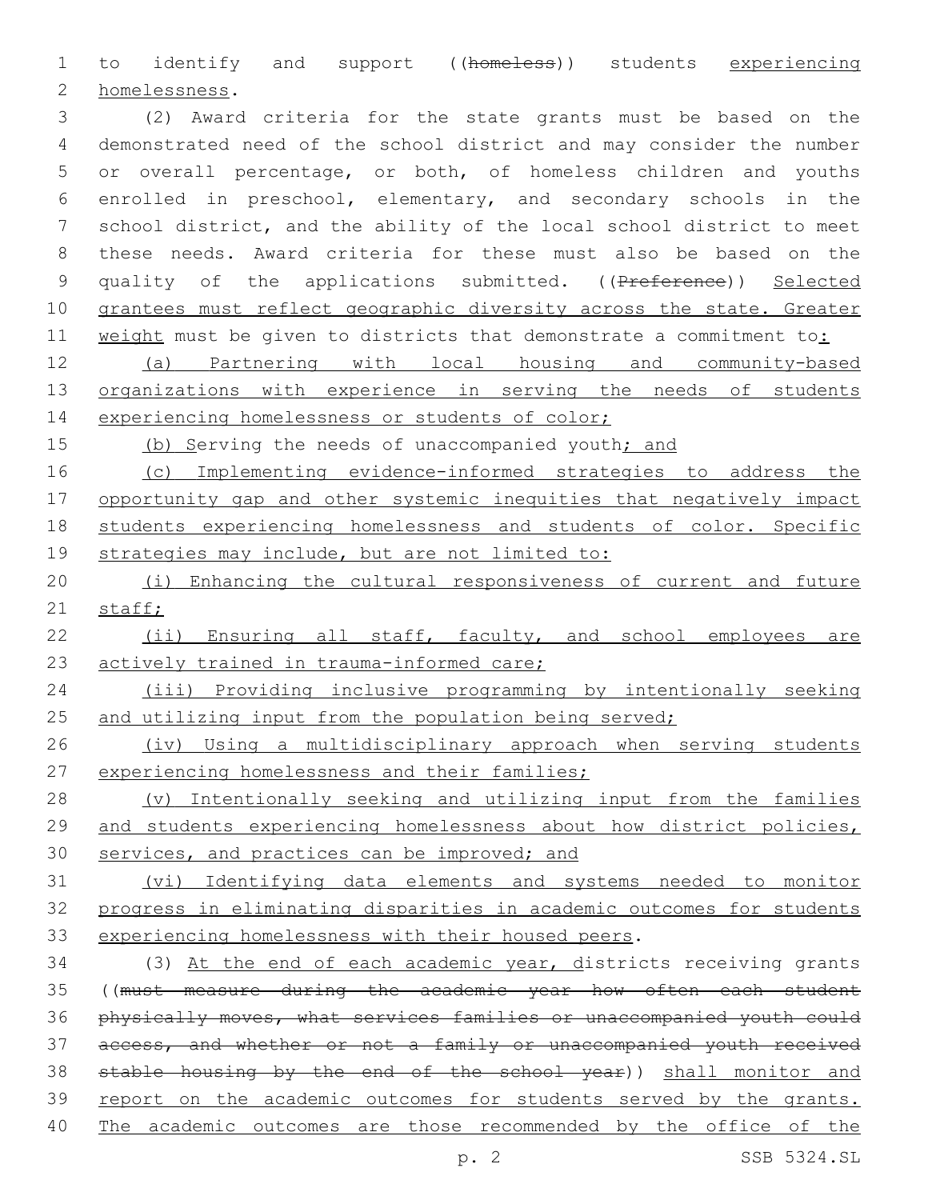to identify and support ((~~homeless~~)) students <u>experiencing homelessness</u>.

(2) Award criteria for the state grants must be based on the demonstrated need of the school district and may consider the number or overall percentage, or both, of homeless children and youths enrolled in preschool, elementary, and secondary schools in the school district, and the ability of the local school district to meet these needs. Award criteria for these must also be based on the quality of the applications submitted. ((~~Preference~~)) <u>Selected grantees must reflect geographic diversity across the state. Greater weight</u> must be given to districts that demonstrate a commitment to<u>:</u>

<u>(a) Partnering with local housing and community-based organizations with experience in serving the needs of students experiencing homelessness or students of color;</u>

<u>(b) S</u>erving the needs of unaccompanied youth<u>; and</u>

<u>(c) Implementing evidence-informed strategies to address the opportunity gap and other systemic inequities that negatively impact students experiencing homelessness and students of color. Specific strategies may include, but are not limited to:</u>

<u>(i) Enhancing the cultural responsiveness of current and future staff;</u>

<u>(ii) Ensuring all staff, faculty, and school employees are actively trained in trauma-informed care;</u>

<u>(iii) Providing inclusive programming by intentionally seeking and utilizing input from the population being served;</u>

<u>(iv) Using a multidisciplinary approach when serving students experiencing homelessness and their families;</u>

<u>(v) Intentionally seeking and utilizing input from the families and students experiencing homelessness about how district policies, services, and practices can be improved; and</u>

<u>(vi) Identifying data elements and systems needed to monitor progress in eliminating disparities in academic outcomes for students experiencing homelessness with their housed peers</u>.

(3) <u>At the end of each academic year, d</u>istricts receiving grants ((~~must measure during the academic year how often each student physically moves, what services families or unaccompanied youth could access, and whether or not a family or unaccompanied youth received stable housing by the end of the school year~~)) <u>shall monitor and report on the academic outcomes for students served by the grants. The academic outcomes are those recommended by the office of the</u>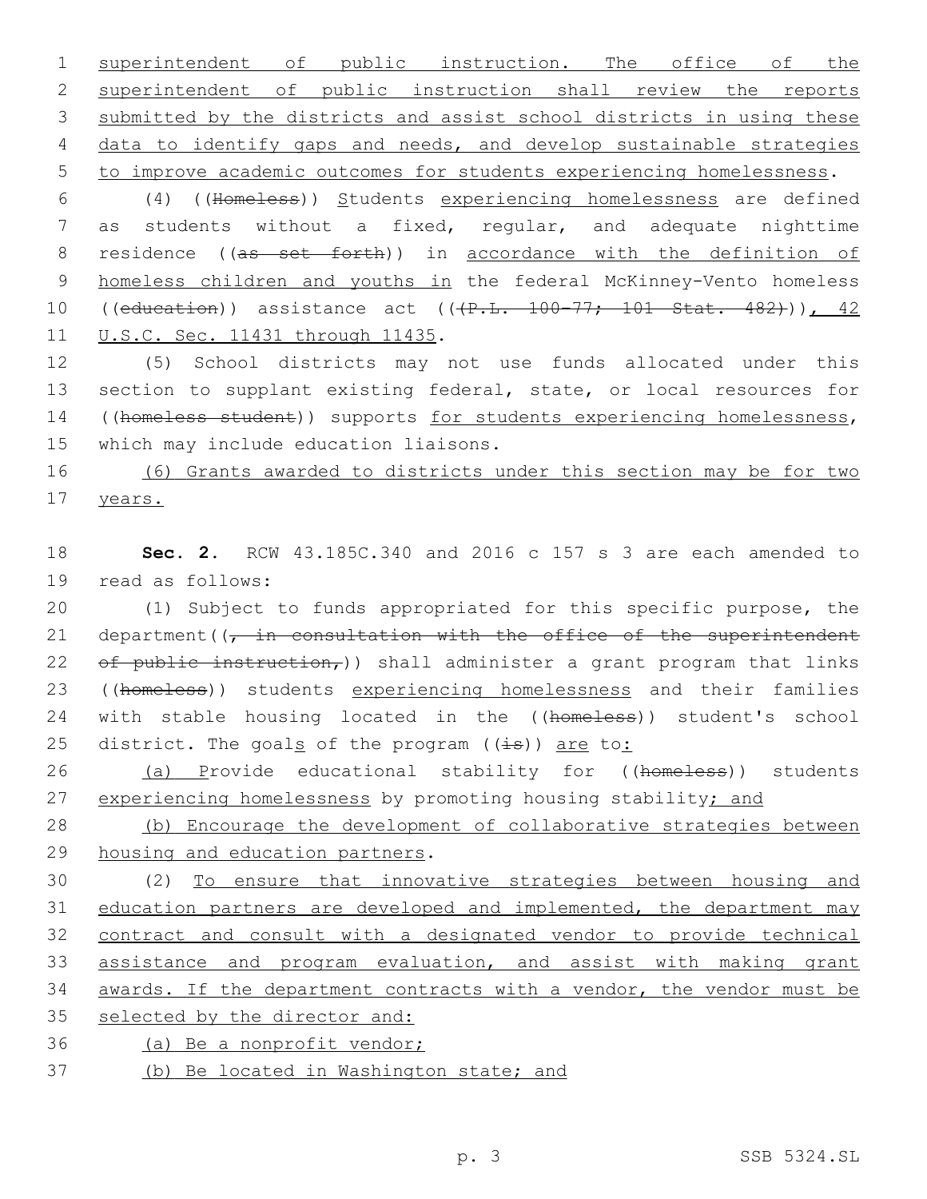superintendent of public instruction. The office of the superintendent of public instruction shall review the reports submitted by the districts and assist school districts in using these data to identify gaps and needs, and develop sustainable strategies to improve academic outcomes for students experiencing homelessness.

(4) ((Homeless)) Students experiencing homelessness are defined as students without a fixed, regular, and adequate nighttime residence ((as set forth)) in accordance with the definition of homeless children and youths in the federal McKinney-Vento homeless ((education)) assistance act (((P.L. 100-77; 101 Stat. 482))), 42 U.S.C. Sec. 11431 through 11435.

(5) School districts may not use funds allocated under this section to supplant existing federal, state, or local resources for ((homeless student)) supports for students experiencing homelessness, which may include education liaisons.

(6) Grants awarded to districts under this section may be for two years.

**Sec. 2.** RCW 43.185C.340 and 2016 c 157 s 3 are each amended to read as follows:

(1) Subject to funds appropriated for this specific purpose, the department((, in consultation with the office of the superintendent of public instruction,)) shall administer a grant program that links ((homeless)) students experiencing homelessness and their families with stable housing located in the ((homeless)) student's school district. The goals of the program ((is)) are to:

(a) Provide educational stability for ((homeless)) students experiencing homelessness by promoting housing stability; and

(b) Encourage the development of collaborative strategies between housing and education partners.

(2) To ensure that innovative strategies between housing and education partners are developed and implemented, the department may contract and consult with a designated vendor to provide technical assistance and program evaluation, and assist with making grant awards. If the department contracts with a vendor, the vendor must be selected by the director and:

(a) Be a nonprofit vendor;

(b) Be located in Washington state; and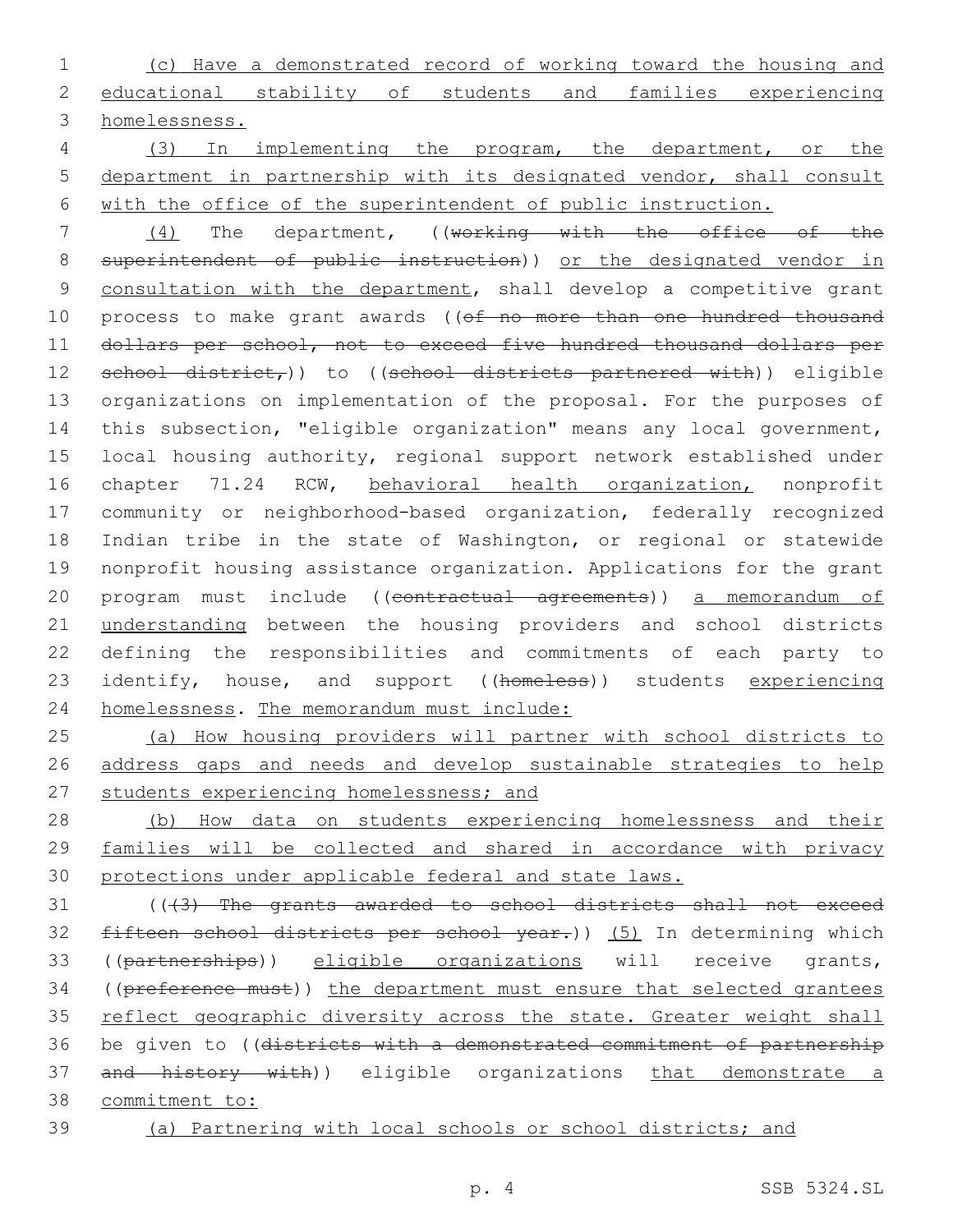(c) Have a demonstrated record of working toward the housing and educational stability of students and families experiencing homelessness.

(3) In implementing the program, the department, or the department in partnership with its designated vendor, shall consult with the office of the superintendent of public instruction.

(4) The department, ((~~working with the office of the superintendent of public instruction~~)) or the designated vendor in consultation with the department, shall develop a competitive grant process to make grant awards ((~~of no more than one hundred thousand dollars per school, not to exceed five hundred thousand dollars per school district,~~)) to ((~~school districts partnered with~~)) eligible organizations on implementation of the proposal. For the purposes of this subsection, "eligible organization" means any local government, local housing authority, regional support network established under chapter 71.24 RCW, behavioral health organization, nonprofit community or neighborhood-based organization, federally recognized Indian tribe in the state of Washington, or regional or statewide nonprofit housing assistance organization. Applications for the grant program must include ((~~contractual agreements~~)) a memorandum of understanding between the housing providers and school districts defining the responsibilities and commitments of each party to identify, house, and support ((~~homeless~~)) students experiencing homelessness. The memorandum must include:

(a) How housing providers will partner with school districts to address gaps and needs and develop sustainable strategies to help students experiencing homelessness; and

(b) How data on students experiencing homelessness and their families will be collected and shared in accordance with privacy protections under applicable federal and state laws.

((~~(3) The grants awarded to school districts shall not exceed fifteen school districts per school year.~~)) (5) In determining which ((~~partnerships~~)) eligible organizations will receive grants, ((~~preference must~~)) the department must ensure that selected grantees reflect geographic diversity across the state. Greater weight shall be given to ((~~districts with a demonstrated commitment of partnership and history with~~)) eligible organizations that demonstrate a commitment to:

(a) Partnering with local schools or school districts; and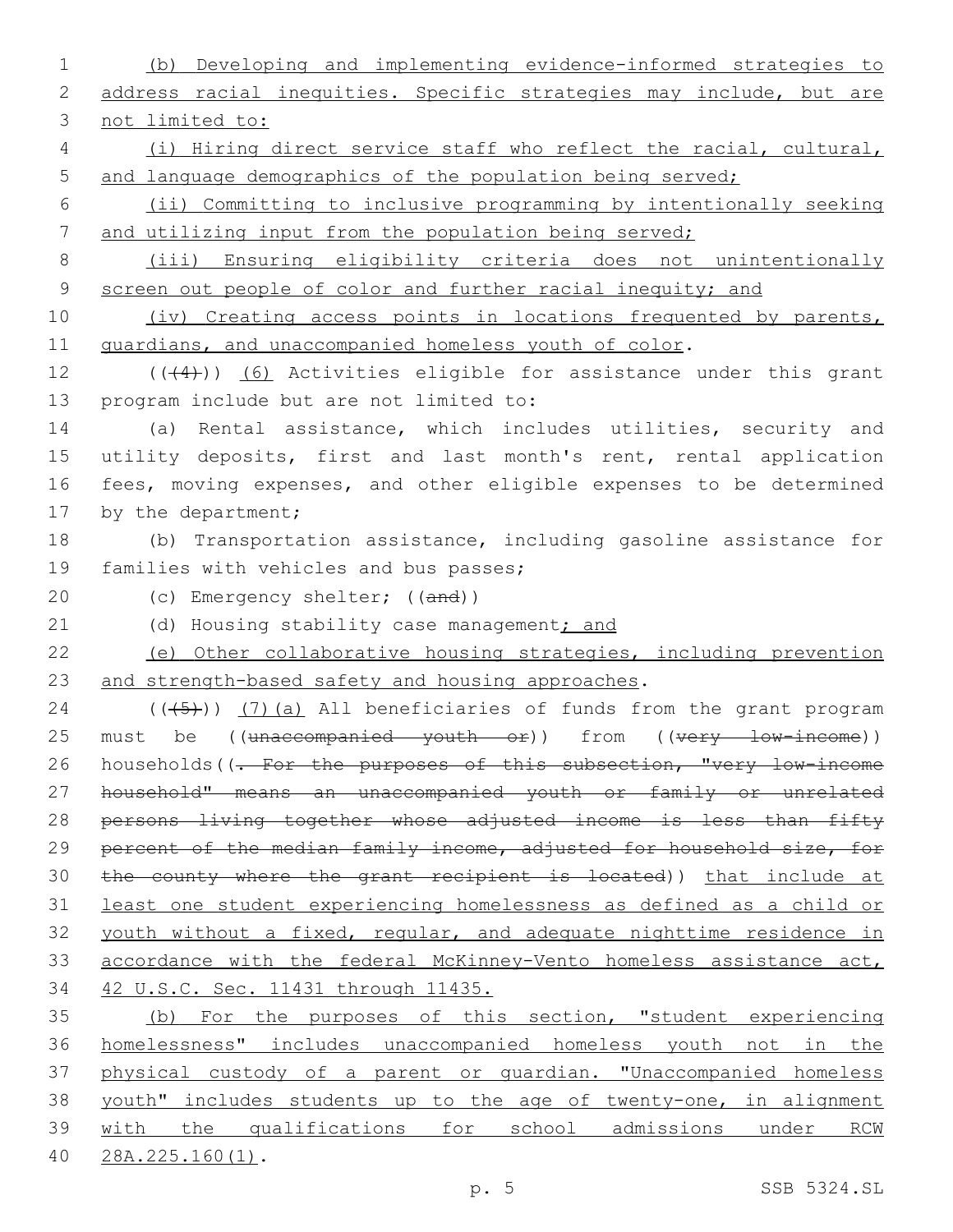(b) Developing and implementing evidence-informed strategies to address racial inequities. Specific strategies may include, but are not limited to:

(i) Hiring direct service staff who reflect the racial, cultural, and language demographics of the population being served;

(ii) Committing to inclusive programming by intentionally seeking and utilizing input from the population being served;

(iii) Ensuring eligibility criteria does not unintentionally screen out people of color and further racial inequity; and

(iv) Creating access points in locations frequented by parents, guardians, and unaccompanied homeless youth of color.

(((4))) (6) Activities eligible for assistance under this grant program include but are not limited to:

(a) Rental assistance, which includes utilities, security and utility deposits, first and last month's rent, rental application fees, moving expenses, and other eligible expenses to be determined by the department;

(b) Transportation assistance, including gasoline assistance for families with vehicles and bus passes;

(c) Emergency shelter; ((and))

(d) Housing stability case management; and

(e) Other collaborative housing strategies, including prevention and strength-based safety and housing approaches.

(((5))) (7)(a) All beneficiaries of funds from the grant program must be ((unaccompanied youth or)) from ((very low-income)) households((. For the purposes of this subsection, "very low-income household" means an unaccompanied youth or family or unrelated persons living together whose adjusted income is less than fifty percent of the median family income, adjusted for household size, for the county where the grant recipient is located)) that include at least one student experiencing homelessness as defined as a child or youth without a fixed, regular, and adequate nighttime residence in accordance with the federal McKinney-Vento homeless assistance act, 42 U.S.C. Sec. 11431 through 11435.

(b) For the purposes of this section, "student experiencing homelessness" includes unaccompanied homeless youth not in the physical custody of a parent or guardian. "Unaccompanied homeless youth" includes students up to the age of twenty-one, in alignment with the qualifications for school admissions under RCW 28A.225.160(1).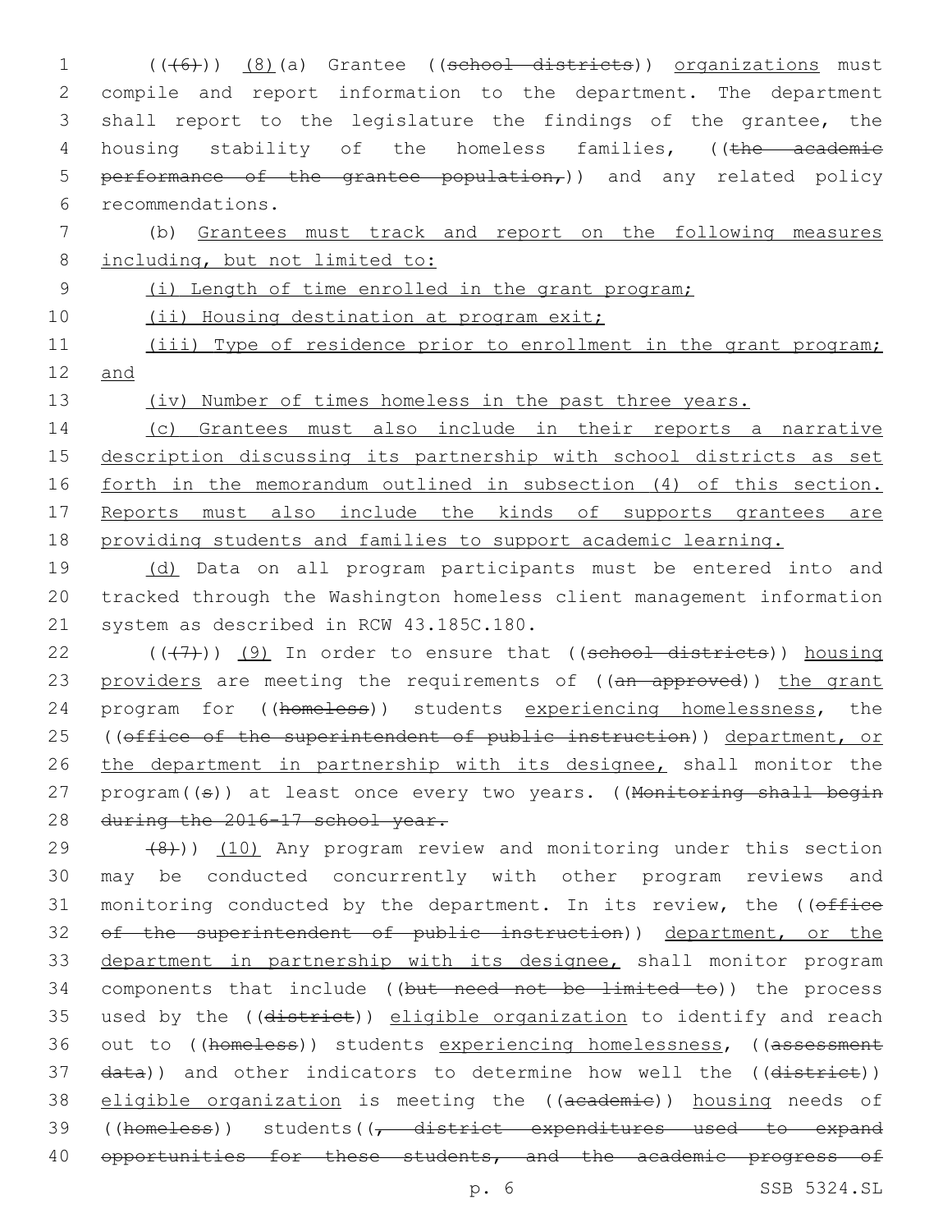(((6))) (8)(a) Grantee ((school districts)) organizations must compile and report information to the department. The department shall report to the legislature the findings of the grantee, the housing stability of the homeless families, ((the academic performance of the grantee population,)) and any related policy recommendations.

(b) Grantees must track and report on the following measures including, but not limited to:

(i) Length of time enrolled in the grant program;

(ii) Housing destination at program exit;

(iii) Type of residence prior to enrollment in the grant program; and

(iv) Number of times homeless in the past three years.

(c) Grantees must also include in their reports a narrative description discussing its partnership with school districts as set forth in the memorandum outlined in subsection (4) of this section. Reports must also include the kinds of supports grantees are providing students and families to support academic learning.

(d) Data on all program participants must be entered into and tracked through the Washington homeless client management information system as described in RCW 43.185C.180.

(((7))) (9) In order to ensure that ((school districts)) housing providers are meeting the requirements of ((an approved)) the grant program for ((homeless)) students experiencing homelessness, the ((office of the superintendent of public instruction)) department, or the department in partnership with its designee, shall monitor the program((s)) at least once every two years. ((Monitoring shall begin during the 2016-17 school year.

(8))) (10) Any program review and monitoring under this section may be conducted concurrently with other program reviews and monitoring conducted by the department. In its review, the ((office of the superintendent of public instruction)) department, or the department in partnership with its designee, shall monitor program components that include ((but need not be limited to)) the process used by the ((district)) eligible organization to identify and reach out to ((homeless)) students experiencing homelessness, ((assessment data)) and other indicators to determine how well the ((district)) eligible organization is meeting the ((academic)) housing needs of ((homeless)) students((, district expenditures used to expand opportunities for these students, and the academic progress of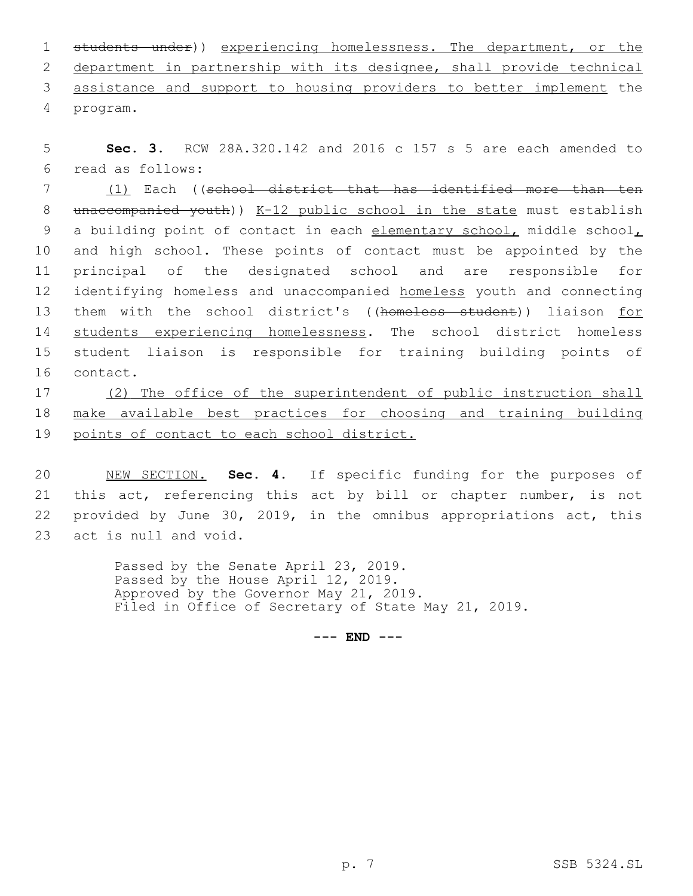students under)) experiencing homelessness. The department, or the department in partnership with its designee, shall provide technical assistance and support to housing providers to better implement the program.

**Sec. 3.** RCW 28A.320.142 and 2016 c 157 s 5 are each amended to read as follows:

(1) Each ((school district that has identified more than ten unaccompanied youth)) K-12 public school in the state must establish a building point of contact in each elementary school, middle school, and high school. These points of contact must be appointed by the principal of the designated school and are responsible for identifying homeless and unaccompanied homeless youth and connecting them with the school district's ((homeless student)) liaison for students experiencing homelessness. The school district homeless student liaison is responsible for training building points of contact.

(2) The office of the superintendent of public instruction shall make available best practices for choosing and training building points of contact to each school district.

NEW SECTION. **Sec. 4.** If specific funding for the purposes of this act, referencing this act by bill or chapter number, is not provided by June 30, 2019, in the omnibus appropriations act, this act is null and void.

Passed by the Senate April 23, 2019.
Passed by the House April 12, 2019.
Approved by the Governor May 21, 2019.
Filed in Office of Secretary of State May 21, 2019.

**--- END ---**